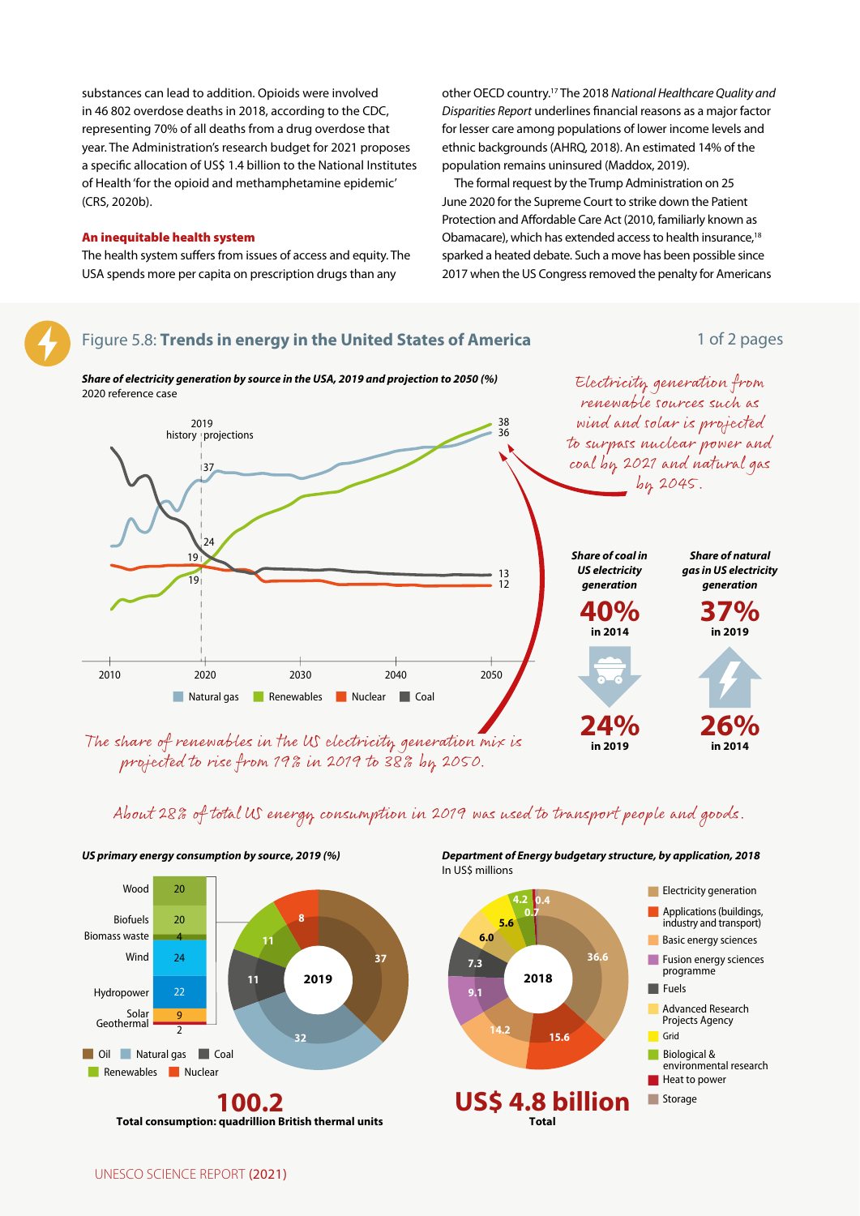substances can lead to addition. Opioids were involved in 46 802 overdose deaths in 2018, according to the CDC, representing 70% of all deaths from a drug overdose that year. The Administration's research budget for 2021 proposes a specific allocation of US$ 1.4 billion to the National Institutes of Health 'for the opioid and methamphetamine epidemic' (CRS, 2020b).

### An inequitable health system

The health system suffers from issues of access and equity. The USA spends more per capita on prescription drugs than any other OECD country.[17] The 2018 *National Healthcare Quality and Disparities Report* underlines financial reasons as a major factor for lesser care among populations of lower income levels and ethnic backgrounds (AHRQ, 2018). An estimated 14% of the population remains uninsured (Maddox, 2019).

The formal request by the Trump Administration on 25 June 2020 for the Supreme Court to strike down the Patient Protection and Affordable Care Act (2010, familiarly known as Obamacare), which has extended access to health insurance,[18] sparked a heated debate. Such a move has been possible since 2017 when the US Congress removed the penalty for Americans

## Figure 5.8: **Trends in energy in the United States of America**

***Share of electricity generation by source in the USA, 2019 and projection to 2050 (%)***
2020 reference case

| Source | 2019 (history) | 2050 (projection) |
|---|---|---|
| Natural gas | 37 | 36 |
| Renewables | 19 | 38 |
| Nuclear | 19 | 12 |
| Coal | 24 | 13 |

*Electricity generation from renewable sources such as wind and solar is projected to surpass nuclear power and coal by 2021 and natural gas by 2045.*

*The share of renewables in the US electricity generation mix is projected to rise from 19% in 2019 to 38% by 2050.*

**Share of coal in US electricity generation**
**40%** in 2014
**24%** in 2019

**Share of natural gas in US electricity generation**
**37%** in 2019
**26%** in 2014

*About 28% of total US energy consumption in 2019 was used to transport people and goods.*

***US primary energy consumption by source, 2019 (%)***

| Source | % |
|---|---|
| Oil | 37 |
| Natural gas | 32 |
| Coal | 11 |
| Renewables | 11 |
| Nuclear | 8 |

Breakdown of renewables (%):

| Renewable source | % |
|---|---|
| Wood | 20 |
| Biofuels | 20 |
| Biomass waste | 4 |
| Wind | 24 |
| Hydropower | 22 |
| Solar | 9 |
| Geothermal | 2 |

**100.2**
**Total consumption: quadrillion British thermal units**

***Department of Energy budgetary structure, by application, 2018***
In US$ millions

| Application | Value |
|---|---|
| Electricity generation | 36.6 |
| Applications (buildings, industry and transport) | 15.6 |
| Basic energy sciences | 14.2 |
| Fusion energy sciences programme | 9.1 |
| Fuels | 7.3 |
| Advanced Research Projects Agency | 6.0 |
| Grid | 5.6 |
| Biological & environmental research | 4.2 |
| Heat to power | 0.7 |
| Storage | 0.4 |

**US$ 4.8 billion**
**Total**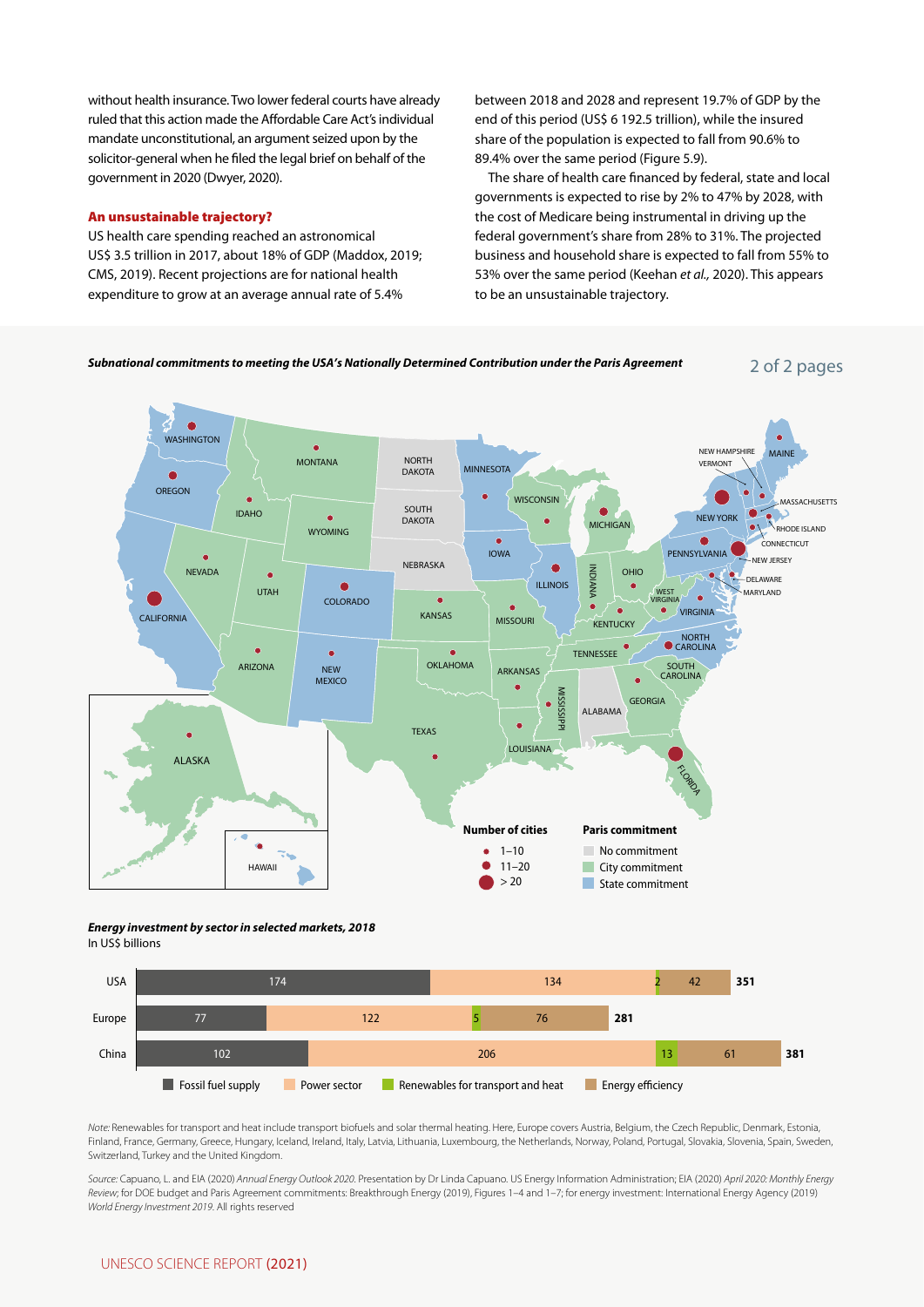without health insurance. Two lower federal courts have already ruled that this action made the Affordable Care Act's individual mandate unconstitutional, an argument seized upon by the solicitor-general when he filed the legal brief on behalf of the government in 2020 (Dwyer, 2020).

### An unsustainable trajectory?

US health care spending reached an astronomical US$ 3.5 trillion in 2017, about 18% of GDP (Maddox, 2019; CMS, 2019). Recent projections are for national health expenditure to grow at an average annual rate of 5.4% between 2018 and 2028 and represent 19.7% of GDP by the end of this period (US$ 6 192.5 trillion), while the insured share of the population is expected to fall from 90.6% to 89.4% over the same period (Figure 5.9).

The share of health care financed by federal, state and local governments is expected to rise by 2% to 47% by 2028, with the cost of Medicare being instrumental in driving up the federal government's share from 28% to 31%. The projected business and household share is expected to fall from 55% to 53% over the same period (Keehan *et al.,* 2020). This appears to be an unsustainable trajectory.

***Subnational commitments to meeting the USA's Nationally Determined Contribution under the Paris Agreement***

WASHINGTON
OREGON
CALIFORNIA
NEVADA
IDAHO
MONTANA
WYOMING
UTAH
ARIZONA
COLORADO
NEW MEXICO
NORTH DAKOTA
SOUTH DAKOTA
NEBRASKA
KANSAS
OKLAHOMA
TEXAS
MINNESOTA
IOWA
MISSOURI
ARKANSAS
LOUISIANA
WISCONSIN
ILLINOIS
MICHIGAN
INDIANA
OHIO
KENTUCKY
TENNESSEE
MISSISSIPPI
ALABAMA
GEORGIA
FLORIDA
SOUTH CAROLINA
NORTH CAROLINA
VIRGINIA
WEST VIRGINIA
PENNSYLVANIA
NEW YORK
VERMONT
NEW HAMPSHIRE
MAINE
MASSACHUSETTS
RHODE ISLAND
CONNECTICUT
NEW JERSEY
DELAWARE
MARYLAND
ALASKA
HAWAII

**Number of cities**
1–10
11–20
> 20

**Paris commitment**
No commitment
City commitment
State commitment

***Energy investment by sector in selected markets, 2018***
In US$ billions

USA: 174, 134, 2, 42, **351**
Europe: 77, 122, 5, 76, **281**
China: 102, 206, 13, 61, **381**

Fossil fuel supply
Power sector
Renewables for transport and heat
Energy efficiency

*Note:* Renewables for transport and heat include transport biofuels and solar thermal heating. Here, Europe covers Austria, Belgium, the Czech Republic, Denmark, Estonia, Finland, France, Germany, Greece, Hungary, Iceland, Ireland, Italy, Latvia, Lithuania, Luxembourg, the Netherlands, Norway, Poland, Portugal, Slovakia, Slovenia, Spain, Sweden, Switzerland, Turkey and the United Kingdom.

*Source:* Capuano, L. and EIA (2020) *Annual Energy Outlook 2020.* Presentation by Dr Linda Capuano. US Energy Information Administration; EIA (2020) *April 2020: Monthly Energy Review*; for DOE budget and Paris Agreement commitments: Breakthrough Energy (2019), Figures 1–4 and 1–7; for energy investment: International Energy Agency (2019) *World Energy Investment 2019.* All rights reserved